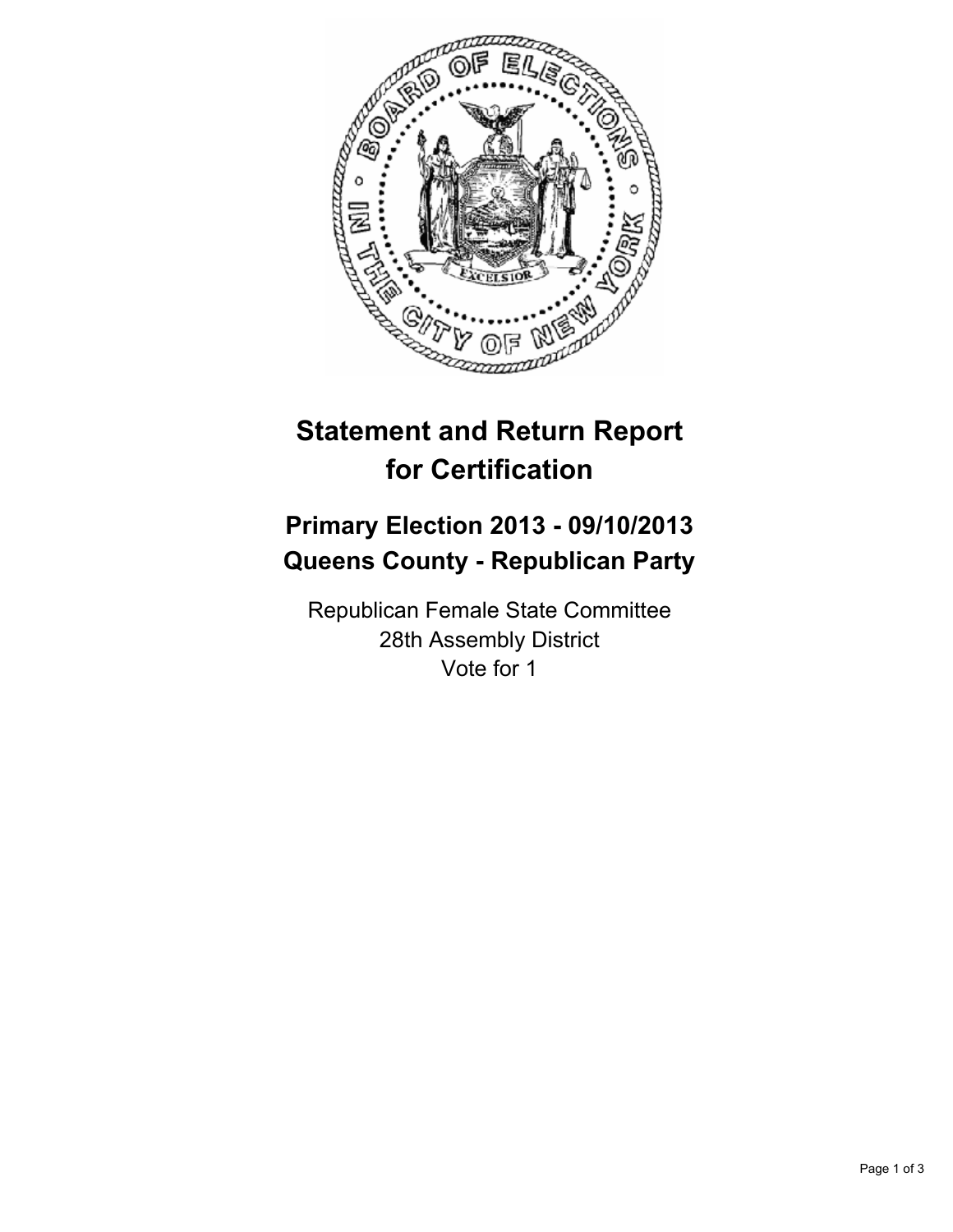# Statement and Return Report for Certification

## Primary Election 2013 - 09/10/2013
## Queens County - Republican Party

Republican Female State Committee
28th Assembly District
Vote for 1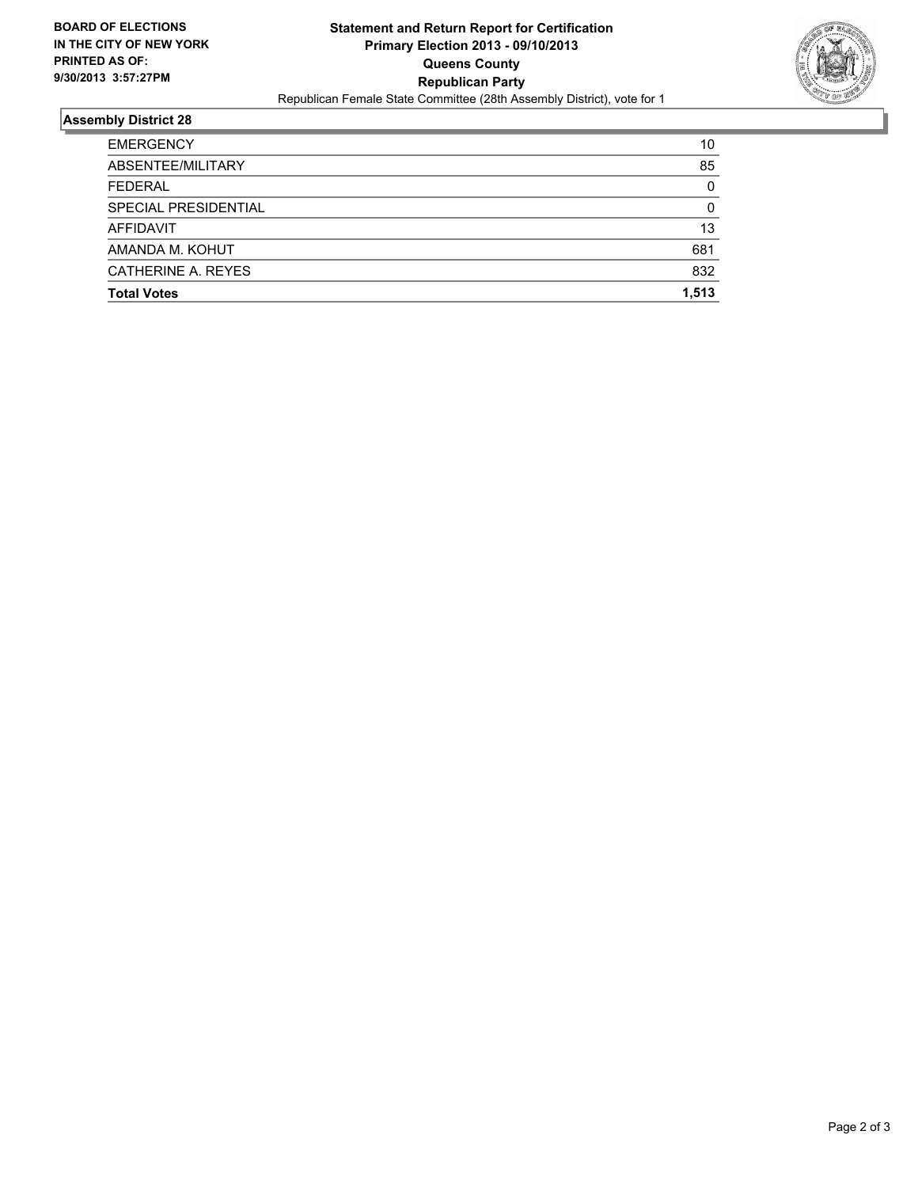**BOARD OF ELECTIONS IN THE CITY OF NEW YORK PRINTED AS OF: 9/30/2013 3:57:27PM**

**Statement and Return Report for Certification**
**Primary Election 2013 - 09/10/2013**
**Queens County**
**Republican Party**
Republican Female State Committee (28th Assembly District), vote for 1

## Assembly District 28

| | |
|---|---|
| EMERGENCY | 10 |
| ABSENTEE/MILITARY | 85 |
| FEDERAL | 0 |
| SPECIAL PRESIDENTIAL | 0 |
| AFFIDAVIT | 13 |
| AMANDA M. KOHUT | 681 |
| CATHERINE A. REYES | 832 |
| **Total Votes** | **1,513** |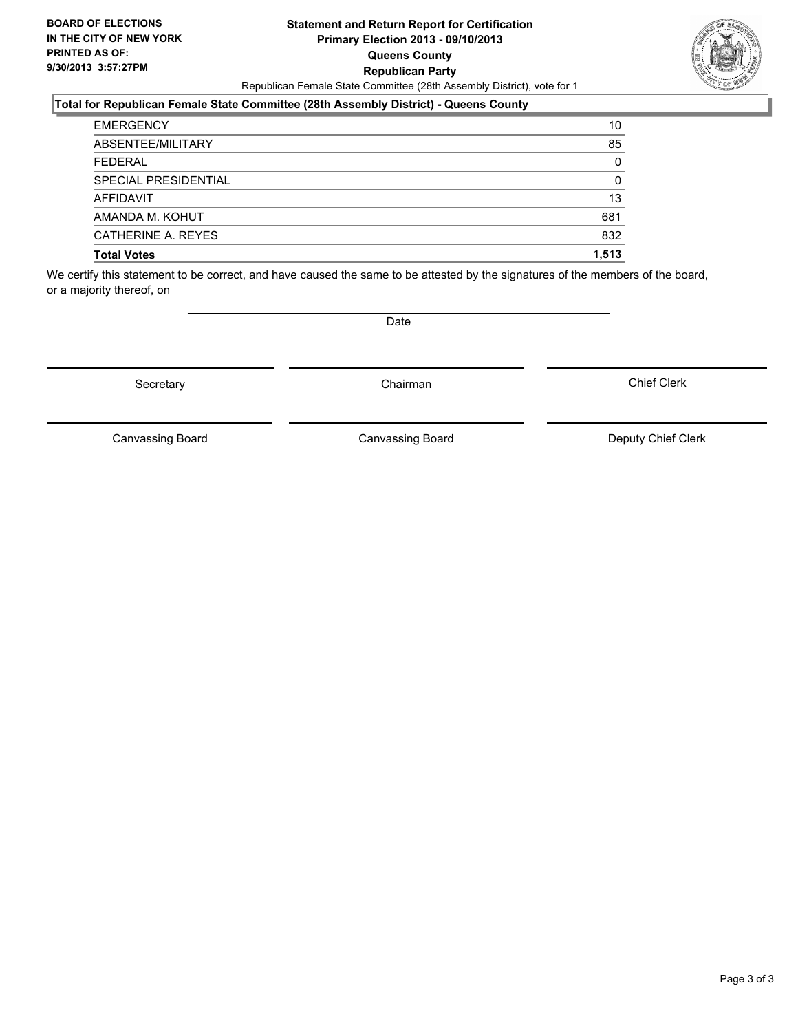**BOARD OF ELECTIONS IN THE CITY OF NEW YORK PRINTED AS OF: 9/30/2013 3:57:27PM**

**Statement and Return Report for Certification**
**Primary Election 2013 - 09/10/2013**
**Queens County**
**Republican Party**
Republican Female State Committee (28th Assembly District), vote for 1

**Total for Republican Female State Committee (28th Assembly District) - Queens County**

| | |
|---|---|
| EMERGENCY | 10 |
| ABSENTEE/MILITARY | 85 |
| FEDERAL | 0 |
| SPECIAL PRESIDENTIAL | 0 |
| AFFIDAVIT | 13 |
| AMANDA M. KOHUT | 681 |
| CATHERINE A. REYES | 832 |
| **Total Votes** | **1,513** |

We certify this statement to be correct, and have caused the same to be attested by the signatures of the members of the board, or a majority thereof, on

Date

Secretary

Chairman

Chief Clerk

Canvassing Board

Canvassing Board

Deputy Chief Clerk